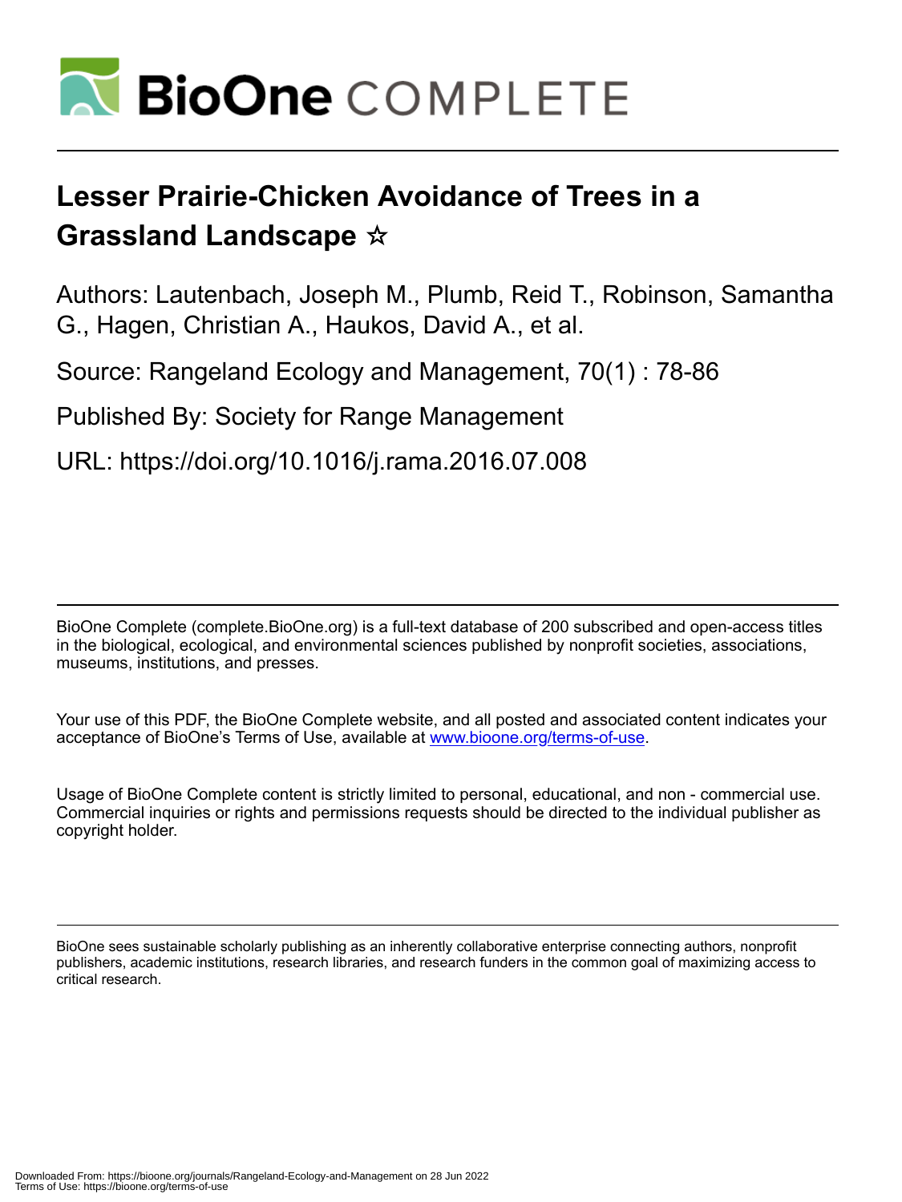# Lesser Prairie-Chicken Avoidance of Trees in a Grassland Landscape ☆

Authors: Lautenbach, Joseph M., Plumb, Reid T., Robinson, Samantha G., Hagen, Christian A., Haukos, David A., et al.

Source: Rangeland Ecology and Management, 70(1) : 78-86

Published By: Society for Range Management

URL: https://doi.org/10.1016/j.rama.2016.07.008

BioOne Complete (complete.BioOne.org) is a full-text database of 200 subscribed and open-access titles in the biological, ecological, and environmental sciences published by nonprofit societies, associations, museums, institutions, and presses.

Your use of this PDF, the BioOne Complete website, and all posted and associated content indicates your acceptance of BioOne's Terms of Use, available at www.bioone.org/terms-of-use.

Usage of BioOne Complete content is strictly limited to personal, educational, and non - commercial use. Commercial inquiries or rights and permissions requests should be directed to the individual publisher as copyright holder.

BioOne sees sustainable scholarly publishing as an inherently collaborative enterprise connecting authors, nonprofit publishers, academic institutions, research libraries, and research funders in the common goal of maximizing access to critical research.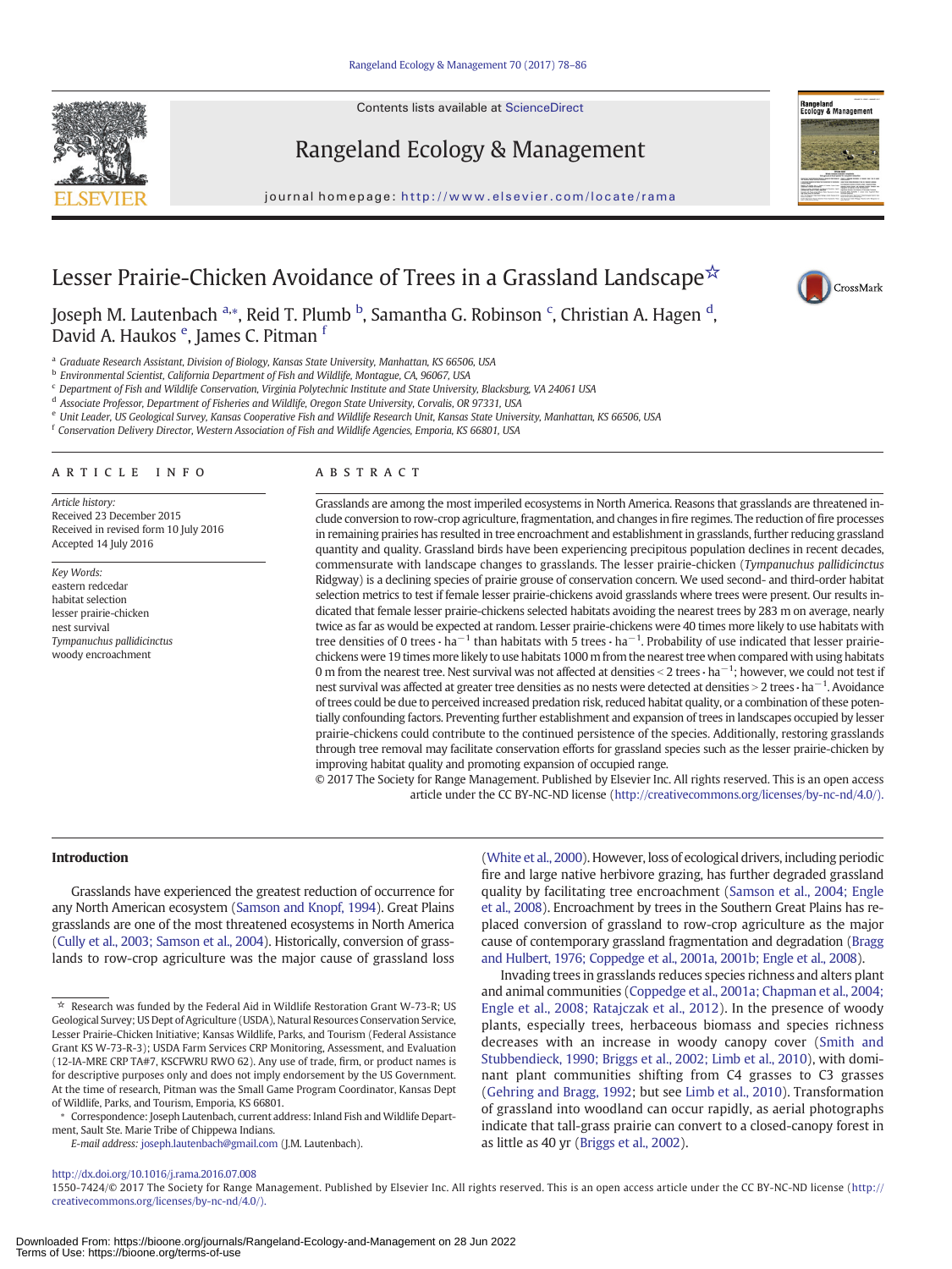# Lesser Prairie-Chicken Avoidance of Trees in a Grassland Landscape☆

Joseph M. Lautenbach [a,*], Reid T. Plumb [b], Samantha G. Robinson [c], Christian A. Hagen [d], David A. Haukos [e], James C. Pitman [f]

[a] Graduate Research Assistant, Division of Biology, Kansas State University, Manhattan, KS 66506, USA
[b] Environmental Scientist, California Department of Fish and Wildlife, Montague, CA, 96067, USA
[c] Department of Fish and Wildlife Conservation, Virginia Polytechnic Institute and State University, Blacksburg, VA 24061 USA
[d] Associate Professor, Department of Fisheries and Wildlife, Oregon State University, Corvalis, OR 97331, USA
[e] Unit Leader, US Geological Survey, Kansas Cooperative Fish and Wildlife Research Unit, Kansas State University, Manhattan, KS 66506, USA
[f] Conservation Delivery Director, Western Association of Fish and Wildlife Agencies, Emporia, KS 66801, USA

## ARTICLE INFO

*Article history:*
Received 23 December 2015
Received in revised form 10 July 2016
Accepted 14 July 2016

*Key Words:*
eastern redcedar
habitat selection
lesser prairie-chicken
nest survival
*Tympanuchus pallidicinctus*
woody encroachment

## ABSTRACT

Grasslands are among the most imperiled ecosystems in North America. Reasons that grasslands are threatened include conversion to row-crop agriculture, fragmentation, and changes in fire regimes. The reduction of fire processes in remaining prairies has resulted in tree encroachment and establishment in grasslands, further reducing grassland quantity and quality. Grassland birds have been experiencing precipitous population declines in recent decades, commensurate with landscape changes to grasslands. The lesser prairie-chicken (*Tympanuchus pallidicinctus* Ridgway) is a declining species of prairie grouse of conservation concern. We used second- and third-order habitat selection metrics to test if female lesser prairie-chickens avoid grasslands where trees were present. Our results indicated that female lesser prairie-chickens selected habitats avoiding the nearest trees by 283 m on average, nearly twice as far as would be expected at random. Lesser prairie-chickens were 40 times more likely to use habitats with tree densities of 0 trees · $ha^{-1}$ than habitats with 5 trees · $ha^{-1}$. Probability of use indicated that lesser prairie-chickens were 19 times more likely to use habitats 1000 m from the nearest tree when compared with using habitats 0 m from the nearest tree. Nest survival was not affected at densities < 2 trees · $ha^{-1}$; however, we could not test if nest survival was affected at greater tree densities as no nests were detected at densities > 2 trees · $ha^{-1}$. Avoidance of trees could be due to perceived increased predation risk, reduced habitat quality, or a combination of these potentially confounding factors. Preventing further establishment and expansion of trees in landscapes occupied by lesser prairie-chickens could contribute to the continued persistence of the species. Additionally, restoring grasslands through tree removal may facilitate conservation efforts for grassland species such as the lesser prairie-chicken by improving habitat quality and promoting expansion of occupied range.

© 2017 The Society for Range Management. Published by Elsevier Inc. All rights reserved. This is an open access article under the CC BY-NC-ND license (http://creativecommons.org/licenses/by-nc-nd/4.0/).

## Introduction

Grasslands have experienced the greatest reduction of occurrence for any North American ecosystem (Samson and Knopf, 1994). Great Plains grasslands are one of the most threatened ecosystems in North America (Cully et al., 2003; Samson et al., 2004). Historically, conversion of grasslands to row-crop agriculture was the major cause of grassland loss (White et al., 2000). However, loss of ecological drivers, including periodic fire and large native herbivore grazing, has further degraded grassland quality by facilitating tree encroachment (Samson et al., 2004; Engle et al., 2008). Encroachment by trees in the Southern Great Plains has replaced conversion of grassland to row-crop agriculture as the major cause of contemporary grassland fragmentation and degradation (Bragg and Hulbert, 1976; Coppedge et al., 2001a, 2001b; Engle et al., 2008).

Invading trees in grasslands reduces species richness and alters plant and animal communities (Coppedge et al., 2001a; Chapman et al., 2004; Engle et al., 2008; Ratajczak et al., 2012). In the presence of woody plants, especially trees, herbaceous biomass and species richness decreases with an increase in woody canopy cover (Smith and Stubbendieck, 1990; Briggs et al., 2002; Limb et al., 2010), with dominant plant communities shifting from C4 grasses to C3 grasses (Gehring and Bragg, 1992; but see Limb et al., 2010). Transformation of grassland into woodland can occur rapidly, as aerial photographs indicate that tall-grass prairie can convert to a closed-canopy forest in as little as 40 yr (Briggs et al., 2002).

☆ Research was funded by the Federal Aid in Wildlife Restoration Grant W-73-R; US Geological Survey; US Dept of Agriculture (USDA), Natural Resources Conservation Service, Lesser Prairie-Chicken Initiative; Kansas Wildlife, Parks, and Tourism (Federal Assistance Grant KS W-73-R-3); USDA Farm Services CRP Monitoring, Assessment, and Evaluation (12-IA-MRE CRP TA#7, KSCFWRU RWO 62). Any use of trade, firm, or product names is for descriptive purposes only and does not imply endorsement by the US Government. At the time of research, Pitman was the Small Game Program Coordinator, Kansas Dept of Wildlife, Parks, and Tourism, Emporia, KS 66801.

\* Correspondence: Joseph Lautenbach, current address: Inland Fish and Wildlife Department, Sault Ste. Marie Tribe of Chippewa Indians.

*E-mail address:* joseph.lautenbach@gmail.com (J.M. Lautenbach).

http://dx.doi.org/10.1016/j.rama.2016.07.008
1550-7424/© 2017 The Society for Range Management. Published by Elsevier Inc. All rights reserved. This is an open access article under the CC BY-NC-ND license (http://creativecommons.org/licenses/by-nc-nd/4.0/).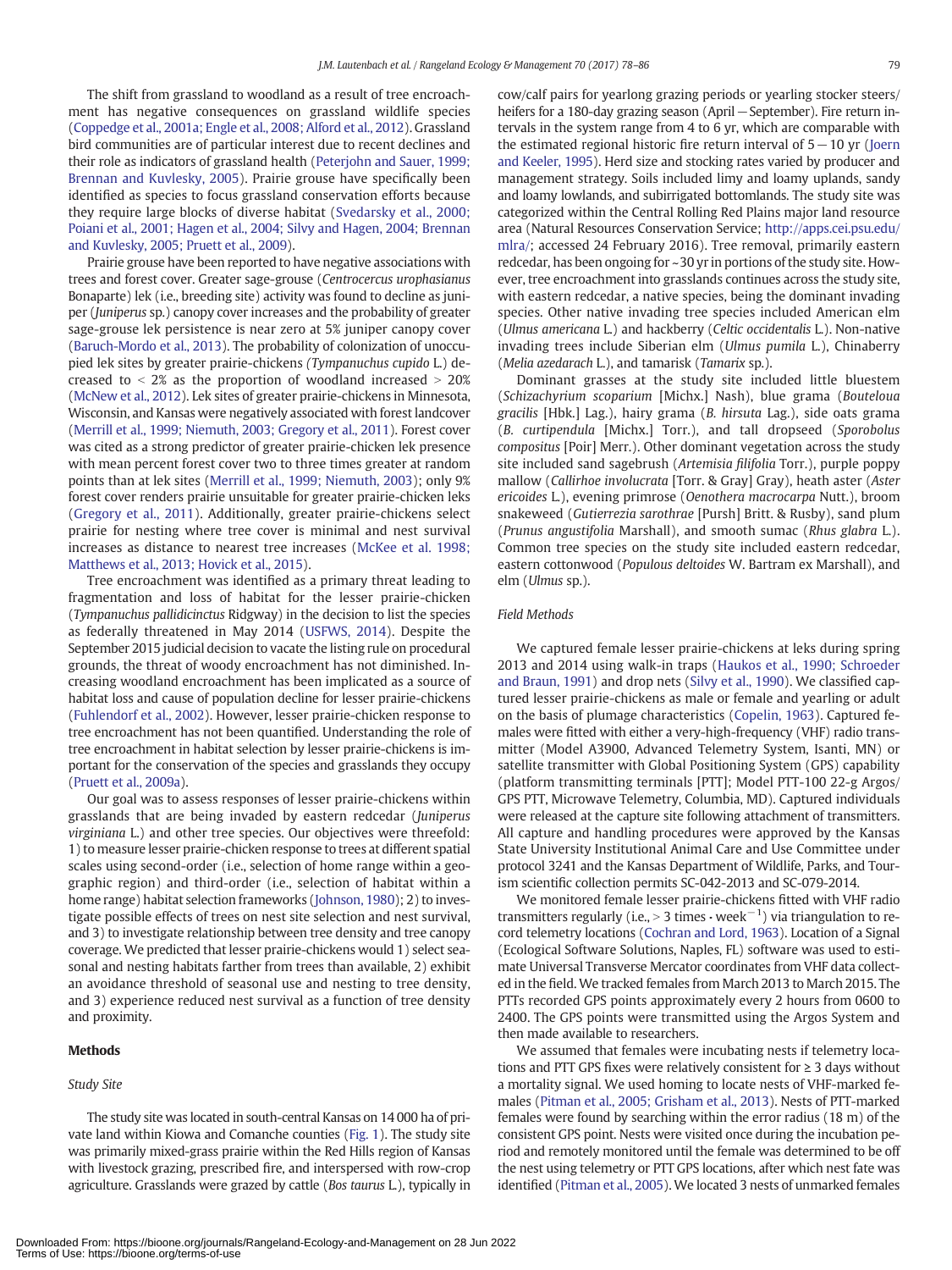The shift from grassland to woodland as a result of tree encroachment has negative consequences on grassland wildlife species (Coppedge et al., 2001a; Engle et al., 2008; Alford et al., 2012). Grassland bird communities are of particular interest due to recent declines and their role as indicators of grassland health (Peterjohn and Sauer, 1999; Brennan and Kuvlesky, 2005). Prairie grouse have specifically been identified as species to focus grassland conservation efforts because they require large blocks of diverse habitat (Svedarsky et al., 2000; Poiani et al., 2001; Hagen et al., 2004; Silvy and Hagen, 2004; Brennan and Kuvlesky, 2005; Pruett et al., 2009).

Prairie grouse have been reported to have negative associations with trees and forest cover. Greater sage-grouse (*Centrocercus urophasianus* Bonaparte) lek (i.e., breeding site) activity was found to decline as juniper (*Juniperus* sp.) canopy cover increases and the probability of greater sage-grouse lek persistence is near zero at 5% juniper canopy cover (Baruch-Mordo et al., 2013). The probability of colonization of unoccupied lek sites by greater prairie-chickens (*Tympanuchus cupido* L.) decreased to < 2% as the proportion of woodland increased > 20% (McNew et al., 2012). Lek sites of greater prairie-chickens in Minnesota, Wisconsin, and Kansas were negatively associated with forest landcover (Merrill et al., 1999; Niemuth, 2003; Gregory et al., 2011). Forest cover was cited as a strong predictor of greater prairie-chicken lek presence with mean percent forest cover two to three times greater at random points than at lek sites (Merrill et al., 1999; Niemuth, 2003); only 9% forest cover renders prairie unsuitable for greater prairie-chicken leks (Gregory et al., 2011). Additionally, greater prairie-chickens select prairie for nesting where tree cover is minimal and nest survival increases as distance to nearest tree increases (McKee et al. 1998; Matthews et al., 2013; Hovick et al., 2015).

Tree encroachment was identified as a primary threat leading to fragmentation and loss of habitat for the lesser prairie-chicken (*Tympanuchus pallidicinctus* Ridgway) in the decision to list the species as federally threatened in May 2014 (USFWS, 2014). Despite the September 2015 judicial decision to vacate the listing rule on procedural grounds, the threat of woody encroachment has not diminished. Increasing woodland encroachment has been implicated as a source of habitat loss and cause of population decline for lesser prairie-chickens (Fuhlendorf et al., 2002). However, lesser prairie-chicken response to tree encroachment has not been quantified. Understanding the role of tree encroachment in habitat selection by lesser prairie-chickens is important for the conservation of the species and grasslands they occupy (Pruett et al., 2009a).

Our goal was to assess responses of lesser prairie-chickens within grasslands that are being invaded by eastern redcedar (*Juniperus virginiana* L.) and other tree species. Our objectives were threefold: 1) to measure lesser prairie-chicken response to trees at different spatial scales using second-order (i.e., selection of home range within a geographic region) and third-order (i.e., selection of habitat within a home range) habitat selection frameworks (Johnson, 1980); 2) to investigate possible effects of trees on nest site selection and nest survival, and 3) to investigate relationship between tree density and tree canopy coverage. We predicted that lesser prairie-chickens would 1) select seasonal and nesting habitats farther from trees than available, 2) exhibit an avoidance threshold of seasonal use and nesting to tree density, and 3) experience reduced nest survival as a function of tree density and proximity.

## Methods

### Study Site

The study site was located in south-central Kansas on 14 000 ha of private land within Kiowa and Comanche counties (Fig. 1). The study site was primarily mixed-grass prairie within the Red Hills region of Kansas with livestock grazing, prescribed fire, and interspersed with row-crop agriculture. Grasslands were grazed by cattle (*Bos taurus* L.), typically in cow/calf pairs for yearlong grazing periods or yearling stocker steers/heifers for a 180-day grazing season (April—September). Fire return intervals in the system range from 4 to 6 yr, which are comparable with the estimated regional historic fire return interval of 5—10 yr (Joern and Keeler, 1995). Herd size and stocking rates varied by producer and management strategy. Soils included limy and loamy uplands, sandy and loamy lowlands, and subirrigated bottomlands. The study site was categorized within the Central Rolling Red Plains major land resource area (Natural Resources Conservation Service; http://apps.cei.psu.edu/mlra/; accessed 24 February 2016). Tree removal, primarily eastern redcedar, has been ongoing for ~30 yr in portions of the study site. However, tree encroachment into grasslands continues across the study site, with eastern redcedar, a native species, being the dominant invading species. Other native invading tree species included American elm (*Ulmus americana* L.) and hackberry (*Celtic occidentalis* L.). Non-native invading trees include Siberian elm (*Ulmus pumila* L.), Chinaberry (*Melia azedarach* L.), and tamarisk (*Tamarix* sp.).

Dominant grasses at the study site included little bluestem (*Schizachyrium scoparium* [Michx.] Nash), blue grama (*Bouteloua gracilis* [Hbk.] Lag.), hairy grama (*B. hirsuta* Lag.), side oats grama (*B. curtipendula* [Michx.] Torr.), and tall dropseed (*Sporobolus compositus* [Poir] Merr.). Other dominant vegetation across the study site included sand sagebrush (*Artemisia filifolia* Torr.), purple poppy mallow (*Callirhoe involucrata* [Torr. & Gray] Gray), heath aster (*Aster ericoides* L.), evening primrose (*Oenothera macrocarpa* Nutt.), broom snakeweed (*Gutierrezia sarothrae* [Pursh] Britt. & Rusby), sand plum (*Prunus angustifolia* Marshall), and smooth sumac (*Rhus glabra* L.). Common tree species on the study site included eastern redcedar, eastern cottonwood (*Populous deltoides* W. Bartram ex Marshall), and elm (*Ulmus* sp.).

### Field Methods

We captured female lesser prairie-chickens at leks during spring 2013 and 2014 using walk-in traps (Haukos et al., 1990; Schroeder and Braun, 1991) and drop nets (Silvy et al., 1990). We classified captured lesser prairie-chickens as male or female and yearling or adult on the basis of plumage characteristics (Copelin, 1963). Captured females were fitted with either a very-high-frequency (VHF) radio transmitter (Model A3900, Advanced Telemetry System, Isanti, MN) or satellite transmitter with Global Positioning System (GPS) capability (platform transmitting terminals [PTT]; Model PTT-100 22-g Argos/GPS PTT, Microwave Telemetry, Columbia, MD). Captured individuals were released at the capture site following attachment of transmitters. All capture and handling procedures were approved by the Kansas State University Institutional Animal Care and Use Committee under protocol 3241 and the Kansas Department of Wildlife, Parks, and Tourism scientific collection permits SC-042-2013 and SC-079-2014.

We monitored female lesser prairie-chickens fitted with VHF radio transmitters regularly (i.e., > 3 times $\cdot$ week$^{-1}$) via triangulation to record telemetry locations (Cochran and Lord, 1963). Location of a Signal (Ecological Software Solutions, Naples, FL) software was used to estimate Universal Transverse Mercator coordinates from VHF data collected in the field. We tracked females from March 2013 to March 2015. The PTTs recorded GPS points approximately every 2 hours from 0600 to 2400. The GPS points were transmitted using the Argos System and then made available to researchers.

We assumed that females were incubating nests if telemetry locations and PTT GPS fixes were relatively consistent for ≥ 3 days without a mortality signal. We used homing to locate nests of VHF-marked females (Pitman et al., 2005; Grisham et al., 2013). Nests of PTT-marked females were found by searching within the error radius (18 m) of the consistent GPS point. Nests were visited once during the incubation period and remotely monitored until the female was determined to be off the nest using telemetry or PTT GPS locations, after which nest fate was identified (Pitman et al., 2005). We located 3 nests of unmarked females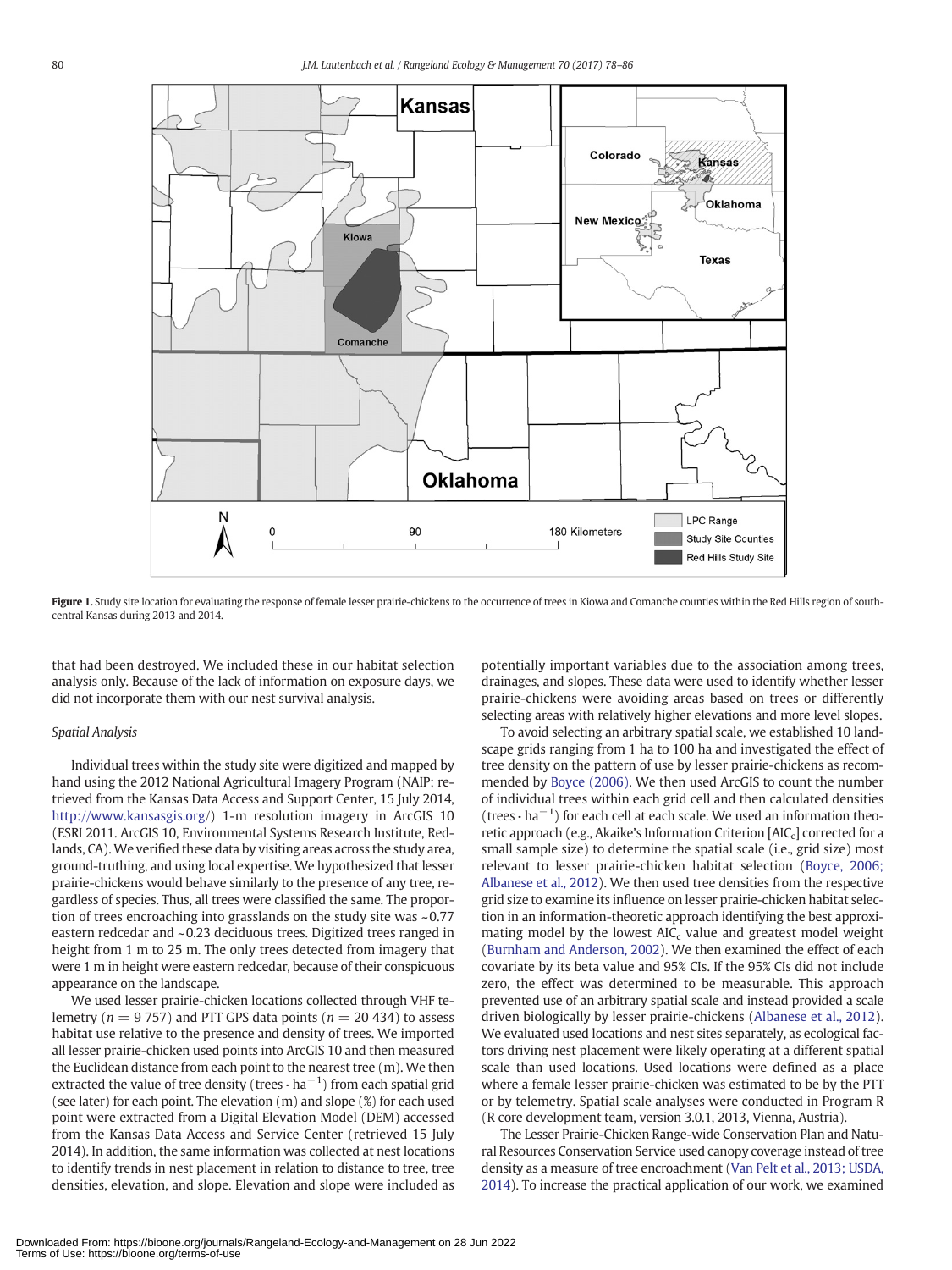Figure 1. Study site location for evaluating the response of female lesser prairie-chickens to the occurrence of trees in Kiowa and Comanche counties within the Red Hills region of south-central Kansas during 2013 and 2014.

that had been destroyed. We included these in our habitat selection analysis only. Because of the lack of information on exposure days, we did not incorporate them with our nest survival analysis.

### Spatial Analysis

Individual trees within the study site were digitized and mapped by hand using the 2012 National Agricultural Imagery Program (NAIP; retrieved from the Kansas Data Access and Support Center, 15 July 2014, http://www.kansasgis.org/) 1-m resolution imagery in ArcGIS 10 (ESRI 2011. ArcGIS 10, Environmental Systems Research Institute, Redlands, CA). We verified these data by visiting areas across the study area, ground-truthing, and using local expertise. We hypothesized that lesser prairie-chickens would behave similarly to the presence of any tree, regardless of species. Thus, all trees were classified the same. The proportion of trees encroaching into grasslands on the study site was ~0.77 eastern redcedar and ~0.23 deciduous trees. Digitized trees ranged in height from 1 m to 25 m. The only trees detected from imagery that were 1 m in height were eastern redcedar, because of their conspicuous appearance on the landscape.

We used lesser prairie-chicken locations collected through VHF telemetry ($n = 9\ 757$) and PTT GPS data points ($n = 20\ 434$) to assess habitat use relative to the presence and density of trees. We imported all lesser prairie-chicken used points into ArcGIS 10 and then measured the Euclidean distance from each point to the nearest tree (m). We then extracted the value of tree density ($\text{trees} \cdot \text{ha}^{-1}$) from each spatial grid (see later) for each point. The elevation (m) and slope (%) for each used point were extracted from a Digital Elevation Model (DEM) accessed from the Kansas Data Access and Service Center (retrieved 15 July 2014). In addition, the same information was collected at nest locations to identify trends in nest placement in relation to distance to tree, tree densities, elevation, and slope. Elevation and slope were included as potentially important variables due to the association among trees, drainages, and slopes. These data were used to identify whether lesser prairie-chickens were avoiding areas based on trees or differently selecting areas with relatively higher elevations and more level slopes.

To avoid selecting an arbitrary spatial scale, we established 10 landscape grids ranging from 1 ha to 100 ha and investigated the effect of tree density on the pattern of use by lesser prairie-chickens as recommended by Boyce (2006). We then used ArcGIS to count the number of individual trees within each grid cell and then calculated densities ($\text{trees} \cdot \text{ha}^{-1}$) for each cell at each scale. We used an information theoretic approach (e.g., Akaike's Information Criterion [$AIC_c$] corrected for a small sample size) to determine the spatial scale (i.e., grid size) most relevant to lesser prairie-chicken habitat selection (Boyce, 2006; Albanese et al., 2012). We then used tree densities from the respective grid size to examine its influence on lesser prairie-chicken habitat selection in an information-theoretic approach identifying the best approximating model by the lowest $AIC_c$ value and greatest model weight (Burnham and Anderson, 2002). We then examined the effect of each covariate by its beta value and 95% CIs. If the 95% CIs did not include zero, the effect was determined to be measurable. This approach prevented use of an arbitrary spatial scale and instead provided a scale driven biologically by lesser prairie-chickens (Albanese et al., 2012). We evaluated used locations and nest sites separately, as ecological factors driving nest placement were likely operating at a different spatial scale than used locations. Used locations were defined as a place where a female lesser prairie-chicken was estimated to be by the PTT or by telemetry. Spatial scale analyses were conducted in Program R (R core development team, version 3.0.1, 2013, Vienna, Austria).

The Lesser Prairie-Chicken Range-wide Conservation Plan and Natural Resources Conservation Service used canopy coverage instead of tree density as a measure of tree encroachment (Van Pelt et al., 2013; USDA, 2014). To increase the practical application of our work, we examined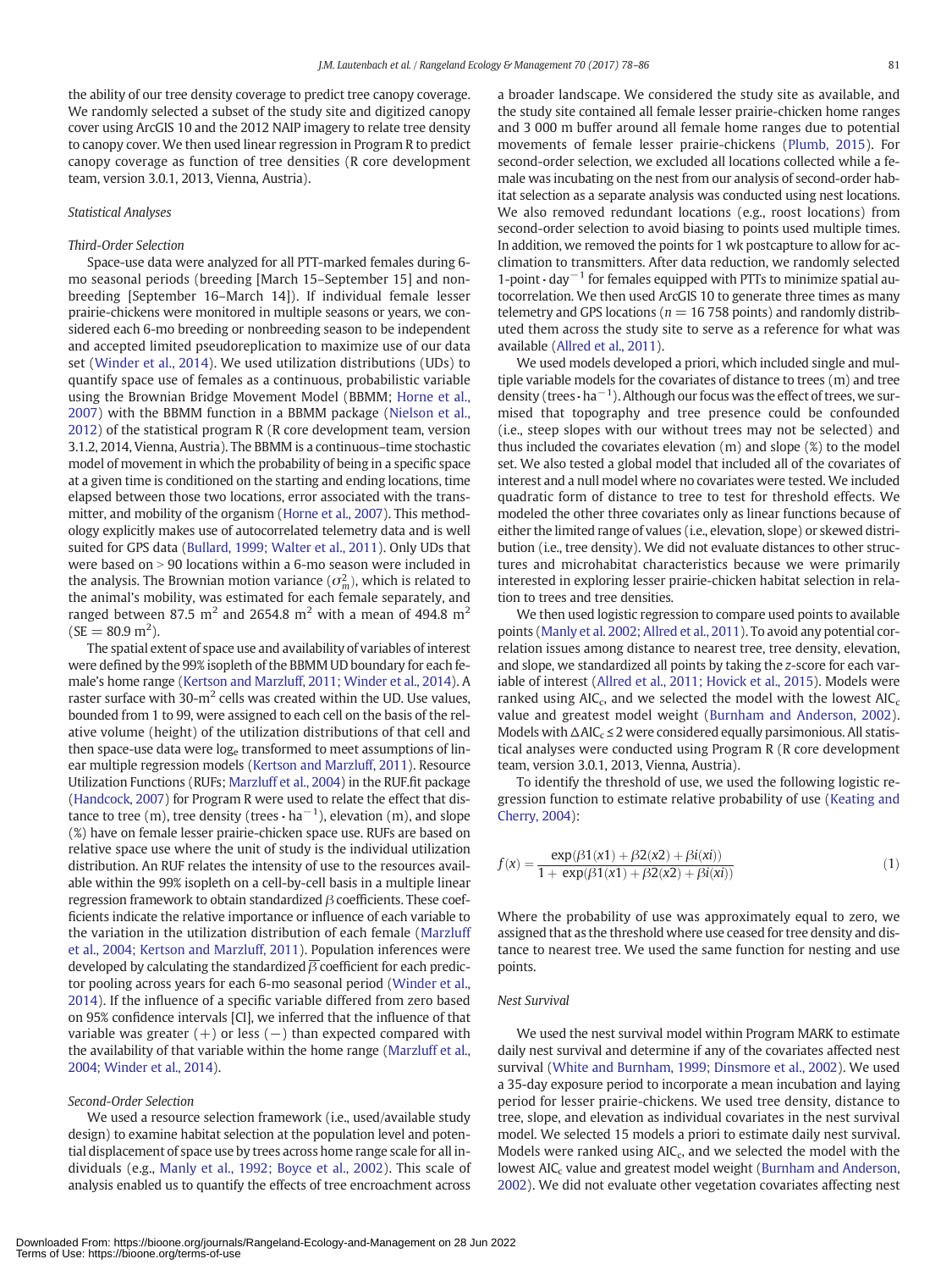the ability of our tree density coverage to predict tree canopy coverage. We randomly selected a subset of the study site and digitized canopy cover using ArcGIS 10 and the 2012 NAIP imagery to relate tree density to canopy cover. We then used linear regression in Program R to predict canopy coverage as function of tree densities (R core development team, version 3.0.1, 2013, Vienna, Austria).

### Statistical Analyses

#### Third-Order Selection

Space-use data were analyzed for all PTT-marked females during 6-mo seasonal periods (breeding [March 15–September 15] and nonbreeding [September 16–March 14]). If individual female lesser prairie-chickens were monitored in multiple seasons or years, we considered each 6-mo breeding or nonbreeding season to be independent and accepted limited pseudoreplication to maximize use of our data set (Winder et al., 2014). We used utilization distributions (UDs) to quantify space use of females as a continuous, probabilistic variable using the Brownian Bridge Movement Model (BBMM; Horne et al., 2007) with the BBMM function in a BBMM package (Nielson et al., 2012) of the statistical program R (R core development team, version 3.1.2, 2014, Vienna, Austria). The BBMM is a continuous–time stochastic model of movement in which the probability of being in a specific space at a given time is conditioned on the starting and ending locations, time elapsed between those two locations, error associated with the transmitter, and mobility of the organism (Horne et al., 2007). This methodology explicitly makes use of autocorrelated telemetry data and is well suited for GPS data (Bullard, 1999; Walter et al., 2011). Only UDs that were based on > 90 locations within a 6-mo season were included in the analysis. The Brownian motion variance ($\sigma_m^2$), which is related to the animal's mobility, was estimated for each female separately, and ranged between 87.5 $m^2$ and 2654.8 $m^2$ with a mean of 494.8 $m^2$ (SE = 80.9 $m^2$).

The spatial extent of space use and availability of variables of interest were defined by the 99% isopleth of the BBMM UD boundary for each female's home range (Kertson and Marzluff, 2011; Winder et al., 2014). A raster surface with 30-$m^2$ cells was created within the UD. Use values, bounded from 1 to 99, were assigned to each cell on the basis of the relative volume (height) of the utilization distributions of that cell and then space-use data were $\log_e$ transformed to meet assumptions of linear multiple regression models (Kertson and Marzluff, 2011). Resource Utilization Functions (RUFs; Marzluff et al., 2004) in the RUF.fit package (Handcock, 2007) for Program R were used to relate the effect that distance to tree (m), tree density (trees · $ha^{-1}$), elevation (m), and slope (%) have on female lesser prairie-chicken space use. RUFs are based on relative space use where the unit of study is the individual utilization distribution. An RUF relates the intensity of use to the resources available within the 99% isopleth on a cell-by-cell basis in a multiple linear regression framework to obtain standardized $\beta$ coefficients. These coefficients indicate the relative importance or influence of each variable to the variation in the utilization distribution of each female (Marzluff et al., 2004; Kertson and Marzluff, 2011). Population inferences were developed by calculating the standardized $\overline{\beta}$ coefficient for each predictor pooling across years for each 6-mo seasonal period (Winder et al., 2014). If the influence of a specific variable differed from zero based on 95% confidence intervals [CI], we inferred that the influence of that variable was greater (+) or less (−) than expected compared with the availability of that variable within the home range (Marzluff et al., 2004; Winder et al., 2014).

#### Second-Order Selection

We used a resource selection framework (i.e., used/available study design) to examine habitat selection at the population level and potential displacement of space use by trees across home range scale for all individuals (e.g., Manly et al., 1992; Boyce et al., 2002). This scale of analysis enabled us to quantify the effects of tree encroachment across a broader landscape. We considered the study site as available, and the study site contained all female lesser prairie-chicken home ranges and 3 000 m buffer around all female home ranges due to potential movements of female lesser prairie-chickens (Plumb, 2015). For second-order selection, we excluded all locations collected while a female was incubating on the nest from our analysis of second-order habitat selection as a separate analysis was conducted using nest locations. We also removed redundant locations (e.g., roost locations) from second-order selection to avoid biasing to points used multiple times. In addition, we removed the points for 1 wk postcapture to allow for acclimation to transmitters. After data reduction, we randomly selected 1-point · $day^{-1}$ for females equipped with PTTs to minimize spatial autocorrelation. We then used ArcGIS 10 to generate three times as many telemetry and GPS locations ($n$ = 16 758 points) and randomly distributed them across the study site to serve as a reference for what was available (Allred et al., 2011).

We used models developed a priori, which included single and multiple variable models for the covariates of distance to trees (m) and tree density (trees · $ha^{-1}$). Although our focus was the effect of trees, we surmised that topography and tree presence could be confounded (i.e., steep slopes with our without trees may not be selected) and thus included the covariates elevation (m) and slope (%) to the model set. We also tested a global model that included all of the covariates of interest and a null model where no covariates were tested. We included quadratic form of distance to tree to test for threshold effects. We modeled the other three covariates only as linear functions because of either the limited range of values (i.e., elevation, slope) or skewed distribution (i.e., tree density). We did not evaluate distances to other structures and microhabitat characteristics because we were primarily interested in exploring lesser prairie-chicken habitat selection in relation to trees and tree densities.

We then used logistic regression to compare used points to available points (Manly et al. 2002; Allred et al., 2011). To avoid any potential correlation issues among distance to nearest tree, tree density, elevation, and slope, we standardized all points by taking the $z$-score for each variable of interest (Allred et al., 2011; Hovick et al., 2015). Models were ranked using $AIC_c$, and we selected the model with the lowest $AIC_c$ value and greatest model weight (Burnham and Anderson, 2002). Models with $\Delta AIC_c \le 2$ were considered equally parsimonious. All statistical analyses were conducted using Program R (R core development team, version 3.0.1, 2013, Vienna, Austria).

To identify the threshold of use, we used the following logistic regression function to estimate relative probability of use (Keating and Cherry, 2004):

$$f(x) = \frac{\exp(\beta 1(x1) + \beta 2(x2) + \beta i(xi))}{1 + \exp(\beta 1(x1) + \beta 2(x2) + \beta i(xi))} \tag{1}$$

Where the probability of use was approximately equal to zero, we assigned that as the threshold where use ceased for tree density and distance to nearest tree. We used the same function for nesting and use points.

### Nest Survival

We used the nest survival model within Program MARK to estimate daily nest survival and determine if any of the covariates affected nest survival (White and Burnham, 1999; Dinsmore et al., 2002). We used a 35-day exposure period to incorporate a mean incubation and laying period for lesser prairie-chickens. We used tree density, distance to tree, slope, and elevation as individual covariates in the nest survival model. We selected 15 models a priori to estimate daily nest survival. Models were ranked using $AIC_c$, and we selected the model with the lowest $AIC_c$ value and greatest model weight (Burnham and Anderson, 2002). We did not evaluate other vegetation covariates affecting nest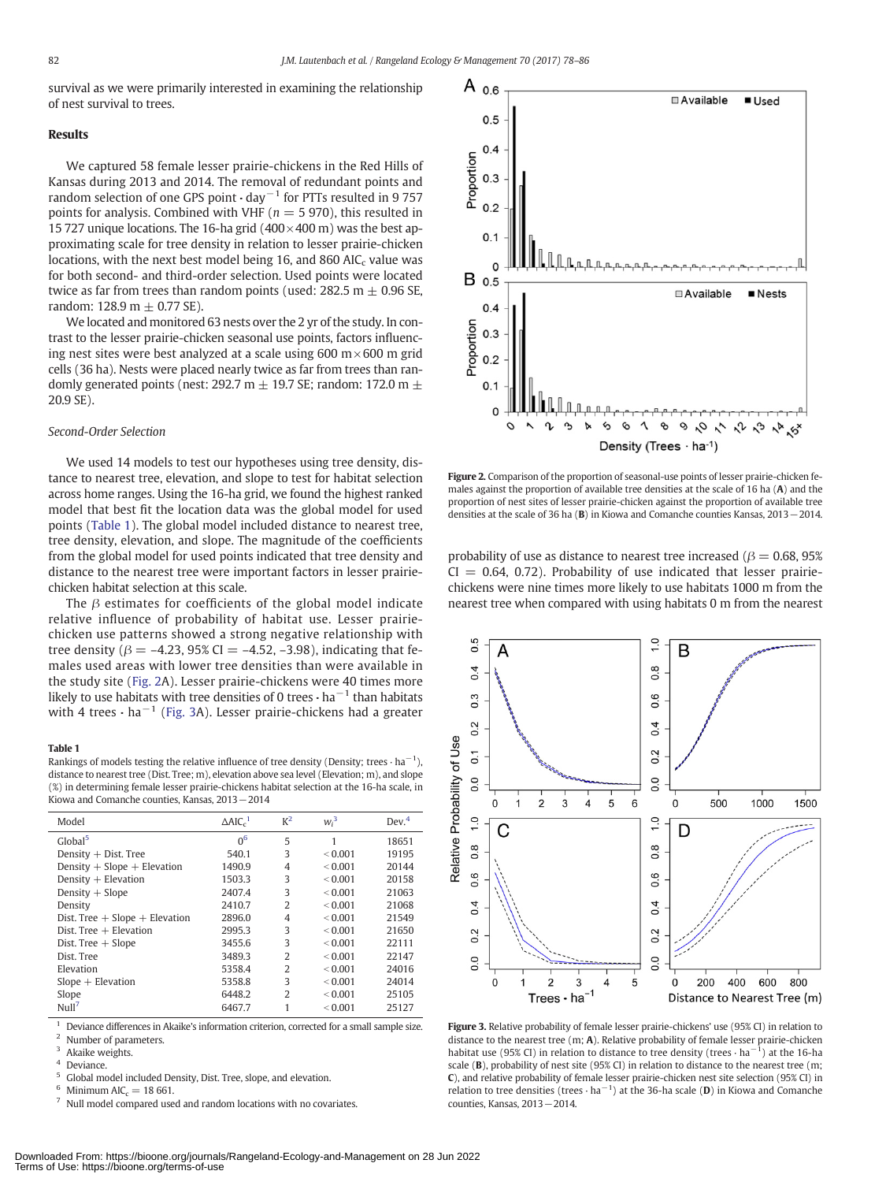survival as we were primarily interested in examining the relationship of nest survival to trees.

## Results

We captured 58 female lesser prairie-chickens in the Red Hills of Kansas during 2013 and 2014. The removal of redundant points and random selection of one GPS point · day$^{-1}$ for PTTs resulted in 9 757 points for analysis. Combined with VHF ($n = 5\,970$), this resulted in 15 727 unique locations. The 16-ha grid (400 × 400 m) was the best approximating scale for tree density in relation to lesser prairie-chicken locations, with the next best model being 16, and 860 $AIC_c$ value was for both second- and third-order selection. Used points were located twice as far from trees than random points (used: 282.5 m ± 0.96 SE, random: 128.9 m ± 0.77 SE).

We located and monitored 63 nests over the 2 yr of the study. In contrast to the lesser prairie-chicken seasonal use points, factors influencing nest sites were best analyzed at a scale using 600 m × 600 m grid cells (36 ha). Nests were placed nearly twice as far from trees than randomly generated points (nest: 292.7 m ± 19.7 SE; random: 172.0 m ± 20.9 SE).

### *Second-Order Selection*

We used 14 models to test our hypotheses using tree density, distance to nearest tree, elevation, and slope to test for habitat selection across home ranges. Using the 16-ha grid, we found the highest ranked model that best fit the location data was the global model for used points (Table 1). The global model included distance to nearest tree, tree density, elevation, and slope. The magnitude of the coefficients from the global model for used points indicated that tree density and distance to the nearest tree were important factors in lesser prairie-chicken habitat selection at this scale.

The $\beta$ estimates for coefficients of the global model indicate relative influence of probability of habitat use. Lesser prairie-chicken use patterns showed a strong negative relationship with tree density ($\beta$ = –4.23, 95% CI = –4.52, –3.98), indicating that females used areas with lower tree densities than were available in the study site (Fig. 2A). Lesser prairie-chickens were 40 times more likely to use habitats with tree densities of 0 trees · ha$^{-1}$ than habitats with 4 trees · ha$^{-1}$ (Fig. 3A). Lesser prairie-chickens had a greater probability of use as distance to nearest tree increased ($\beta$ = 0.68, 95% CI = 0.64, 0.72). Probability of use indicated that lesser prairie-chickens were nine times more likely to use habitats 1000 m from the nearest tree when compared with using habitats 0 m from the nearest

**Table 1**
Rankings of models testing the relative influence of tree density (Density; trees · ha$^{-1}$), distance to nearest tree (Dist. Tree; m), elevation above sea level (Elevation; m), and slope (%) in determining female lesser prairie-chickens habitat selection at the 16-ha scale, in Kiowa and Comanche counties, Kansas, 2013 – 2014

| Model | $\Delta AIC_c$[1] | K[2] | $w_i$[3] | Dev.[4] |
|---|---|---|---|---|
| Global[5] | 0[6] | 5 | 1 | 18651 |
| Density + Dist. Tree | 540.1 | 3 | < 0.001 | 19195 |
| Density + Slope + Elevation | 1490.9 | 4 | < 0.001 | 20144 |
| Density + Elevation | 1503.3 | 3 | < 0.001 | 20158 |
| Density + Slope | 2407.4 | 3 | < 0.001 | 21063 |
| Density | 2410.7 | 2 | < 0.001 | 21068 |
| Dist. Tree + Slope + Elevation | 2896.0 | 4 | < 0.001 | 21549 |
| Dist. Tree + Elevation | 2995.3 | 3 | < 0.001 | 21650 |
| Dist. Tree + Slope | 3455.6 | 3 | < 0.001 | 22111 |
| Dist. Tree | 3489.3 | 2 | < 0.001 | 22147 |
| Elevation | 5358.4 | 2 | < 0.001 | 24016 |
| Slope + Elevation | 5358.8 | 3 | < 0.001 | 24014 |
| Slope | 6448.2 | 2 | < 0.001 | 25105 |
| Null[7] | 6467.7 | 1 | < 0.001 | 25127 |

[1] Deviance differences in Akaike's information criterion, corrected for a small sample size.
[2] Number of parameters.
[3] Akaike weights.
[4] Deviance.
[5] Global model included Density, Dist. Tree, slope, and elevation.
[6] Minimum $AIC_c$ = 18 661.
[7] Null model compared used and random locations with no covariates.

**Figure 2.** Comparison of the proportion of seasonal-use points of lesser prairie-chicken females against the proportion of available tree densities at the scale of 16 ha (**A**) and the proportion of nest sites of lesser prairie-chicken against the proportion of available tree densities at the scale of 36 ha (**B**) in Kiowa and Comanche counties Kansas, 2013 – 2014.

**Figure 3.** Relative probability of female lesser prairie-chickens' use (95% CI) in relation to distance to the nearest tree (m; **A**). Relative probability of female lesser prairie-chicken habitat use (95% CI) in relation to distance to tree density (trees · ha$^{-1}$) at the 16-ha scale (**B**), probability of nest site (95% CI) in relation to distance to the nearest tree (m; **C**), and relative probability of female lesser prairie-chicken nest site selection (95% CI) in relation to tree densities (trees · ha$^{-1}$) at the 36-ha scale (**D**) in Kiowa and Comanche counties, Kansas, 2013 – 2014.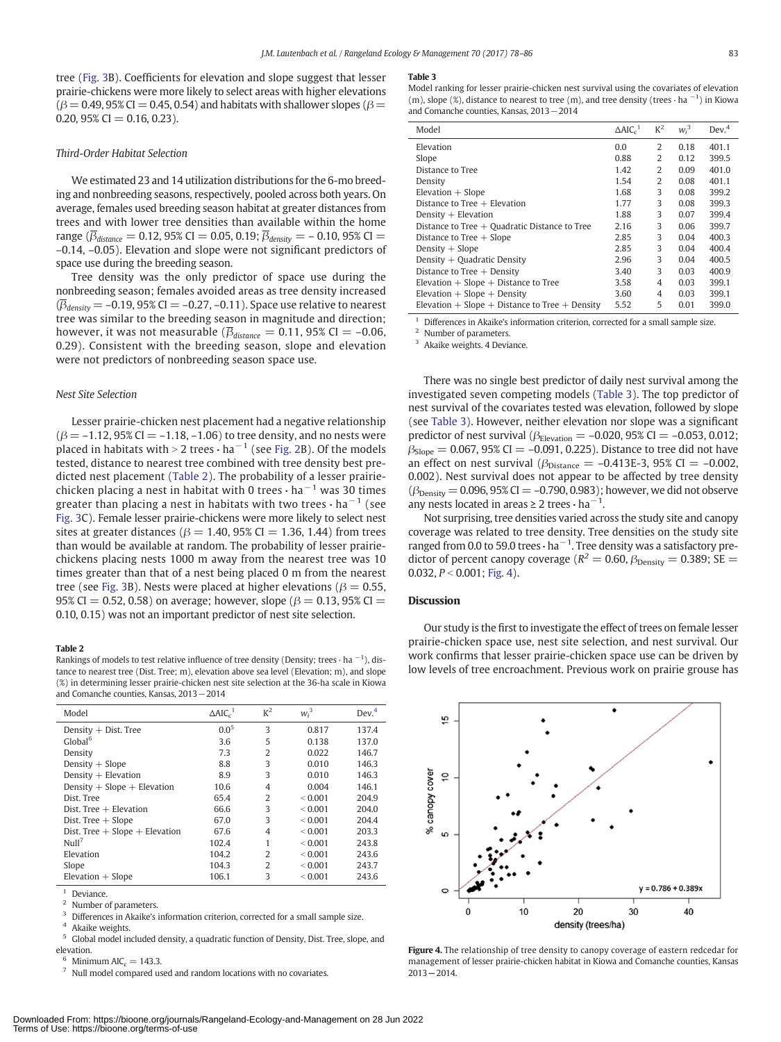tree (Fig. 3B). Coefficients for elevation and slope suggest that lesser prairie-chickens were more likely to select areas with higher elevations ($\beta = 0.49$, 95% CI = 0.45, 0.54) and habitats with shallower slopes ($\beta = 0.20$, 95% CI = 0.16, 0.23).

### Third-Order Habitat Selection

We estimated 23 and 14 utilization distributions for the 6-mo breeding and nonbreeding seasons, respectively, pooled across both years. On average, females used breeding season habitat at greater distances from trees and with lower tree densities than available within the home range ($\overline{\beta}_{distance} = 0.12$, 95% CI = 0.05, 0.19; $\overline{\beta}_{density} = -0.10$, 95% CI = –0.14, –0.05). Elevation and slope were not significant predictors of space use during the breeding season.

Tree density was the only predictor of space use during the nonbreeding season; females avoided areas as tree density increased ($\overline{\beta}_{density} = -0.19$, 95% CI = –0.27, –0.11). Space use relative to nearest tree was similar to the breeding season in magnitude and direction; however, it was not measurable ($\overline{\beta}_{distance} = 0.11$, 95% CI = –0.06, 0.29). Consistent with the breeding season, slope and elevation were not predictors of nonbreeding season space use.

### Nest Site Selection

Lesser prairie-chicken nest placement had a negative relationship ($\beta = -1.12$, 95% CI = –1.18, –1.06) to tree density, and no nests were placed in habitats with > 2 trees · ha$^{-1}$ (see Fig. 2B). Of the models tested, distance to nearest tree combined with tree density best predicted nest placement (Table 2). The probability of a lesser prairie-chicken placing a nest in habitat with 0 trees · ha$^{-1}$ was 30 times greater than placing a nest in habitats with two trees · ha$^{-1}$ (see Fig. 3C). Female lesser prairie-chickens were more likely to select nest sites at greater distances ($\beta = 1.40$, 95% CI = 1.36, 1.44) from trees than would be available at random. The probability of lesser prairie-chickens placing nests 1000 m away from the nearest tree was 10 times greater than that of a nest being placed 0 m from the nearest tree (see Fig. 3B). Nests were placed at higher elevations ($\beta = 0.55$, 95% CI = 0.52, 0.58) on average; however, slope ($\beta = 0.13$, 95% CI = 0.10, 0.15) was not an important predictor of nest site selection.

**Table 2**
Rankings of models to test relative influence of tree density (Density; trees · ha$^{-1}$), distance to nearest tree (Dist. Tree; m), elevation above sea level (Elevation; m), and slope (%) in determining lesser prairie-chicken nest site selection at the 36-ha scale in Kiowa and Comanche counties, Kansas, 2013−2014

| Model | $\Delta AIC_c$[1] | K[2] | $w_i$[3] | Dev.[4] |
|---|---|---|---|---|
| Density + Dist. Tree | 0.0[5] | 3 | 0.817 | 137.4 |
| Global[6] | 3.6 | 5 | 0.138 | 137.0 |
| Density | 7.3 | 2 | 0.022 | 146.7 |
| Density + Slope | 8.8 | 3 | 0.010 | 146.3 |
| Density + Elevation | 8.9 | 3 | 0.010 | 146.3 |
| Density + Slope + Elevation | 10.6 | 4 | 0.004 | 146.1 |
| Dist. Tree | 65.4 | 2 | < 0.001 | 204.9 |
| Dist. Tree + Elevation | 66.6 | 3 | < 0.001 | 204.0 |
| Dist. Tree + Slope | 67.0 | 3 | < 0.001 | 204.4 |
| Dist. Tree + Slope + Elevation | 67.6 | 4 | < 0.001 | 203.3 |
| Null[7] | 102.4 | 1 | < 0.001 | 243.8 |
| Elevation | 104.2 | 2 | < 0.001 | 243.6 |
| Slope | 104.3 | 2 | < 0.001 | 243.7 |
| Elevation + Slope | 106.1 | 3 | < 0.001 | 243.6 |

[1] Deviance.
[2] Number of parameters.
[3] Differences in Akaike's information criterion, corrected for a small sample size.
[4] Akaike weights.
[5] Global model included density, a quadratic function of Density, Dist. Tree, slope, and elevation.
[6] Minimum $AIC_c = 143.3$.
[7] Null model compared used and random locations with no covariates.

**Table 3**
Model ranking for lesser prairie-chicken nest survival using the covariates of elevation (m), slope (%), distance to nearest to tree (m), and tree density (trees · ha$^{-1}$) in Kiowa and Comanche counties, Kansas, 2013−2014

| Model | $\Delta AIC_c$[1] | K[2] | $w_i$[3] | Dev.[4] |
|---|---|---|---|---|
| Elevation | 0.0 | 2 | 0.18 | 401.1 |
| Slope | 0.88 | 2 | 0.12 | 399.5 |
| Distance to Tree | 1.42 | 2 | 0.09 | 401.0 |
| Density | 1.54 | 2 | 0.08 | 401.1 |
| Elevation + Slope | 1.68 | 3 | 0.08 | 399.2 |
| Distance to Tree + Elevation | 1.77 | 3 | 0.08 | 399.3 |
| Density + Elevation | 1.88 | 3 | 0.07 | 399.4 |
| Distance to Tree + Quadratic Distance to Tree | 2.16 | 3 | 0.06 | 399.7 |
| Distance to Tree + Slope | 2.85 | 3 | 0.04 | 400.3 |
| Density + Slope | 2.85 | 3 | 0.04 | 400.4 |
| Density + Quadratic Density | 2.96 | 3 | 0.04 | 400.5 |
| Distance to Tree + Density | 3.40 | 3 | 0.03 | 400.9 |
| Elevation + Slope + Distance to Tree | 3.58 | 4 | 0.03 | 399.1 |
| Elevation + Slope + Density | 3.60 | 4 | 0.03 | 399.1 |
| Elevation + Slope + Distance to Tree + Density | 5.52 | 5 | 0.01 | 399.0 |

[1] Differences in Akaike's information criterion, corrected for a small sample size.
[2] Number of parameters.
[3] Akaike weights. 4 Deviance.

There was no single best predictor of daily nest survival among the investigated seven competing models (Table 3). The top predictor of nest survival of the covariates tested was elevation, followed by slope (see Table 3). However, neither elevation nor slope was a significant predictor of nest survival ($\beta_{Elevation} = -0.020$, 95% CI = –0.053, 0.012; $\beta_{Slope} = 0.067$, 95% CI = –0.091, 0.225). Distance to tree did not have an effect on nest survival ($\beta_{Distance} = -0.413E\text{-}3$, 95% CI = –0.002, 0.002). Nest survival does not appear to be affected by tree density ($\beta_{Density} = 0.096$, 95% CI = –0.790, 0.983); however, we did not observe any nests located in areas ≥ 2 trees · ha$^{-1}$.

Not surprising, tree densities varied across the study site and canopy coverage was related to tree density. Tree densities on the study site ranged from 0.0 to 59.0 trees · ha$^{-1}$. Tree density was a satisfactory predictor of percent canopy coverage ($R^2 = 0.60$, $\beta_{Density} = 0.389$; SE = 0.032, $P < 0.001$; Fig. 4).

## Discussion

Our study is the first to investigate the effect of trees on female lesser prairie-chicken space use, nest site selection, and nest survival. Our work confirms that lesser prairie-chicken space use can be driven by low levels of tree encroachment. Previous work on prairie grouse has

**Figure 4.** The relationship of tree density to canopy coverage of eastern redcedar for management of lesser prairie-chicken habitat in Kiowa and Comanche counties, Kansas 2013−2014.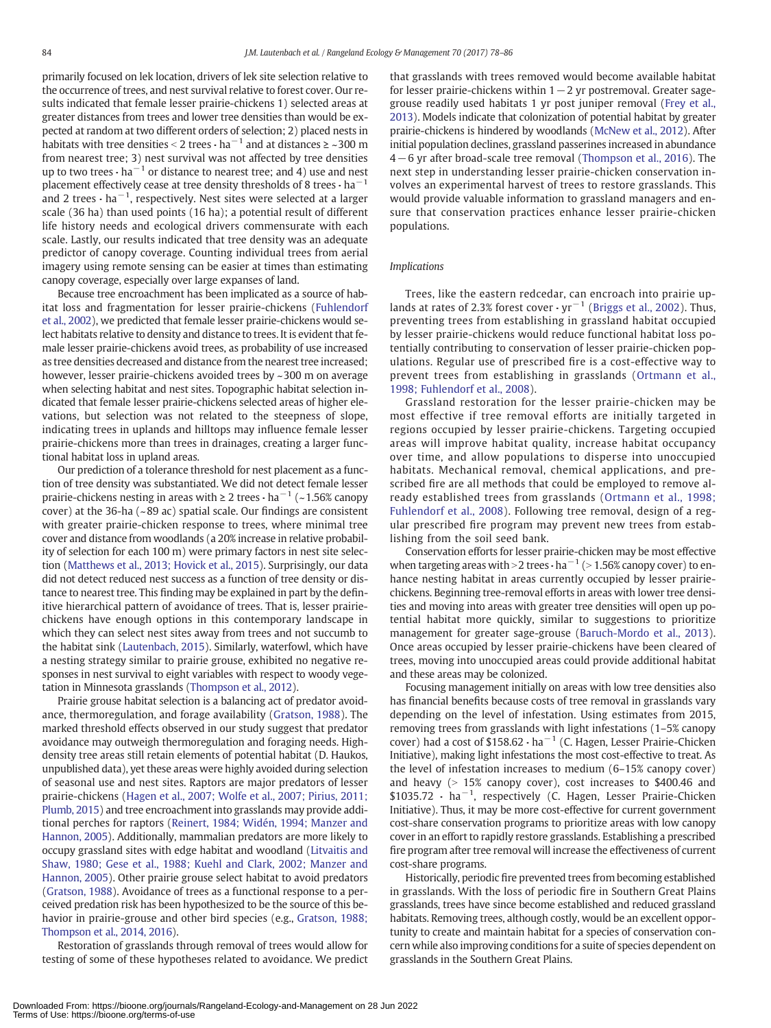primarily focused on lek location, drivers of lek site selection relative to the occurrence of trees, and nest survival relative to forest cover. Our results indicated that female lesser prairie-chickens 1) selected areas at greater distances from trees and lower tree densities than would be expected at random at two different orders of selection; 2) placed nests in habitats with tree densities < 2 trees · ha$^{-1}$ and at distances ≥ ~300 m from nearest tree; 3) nest survival was not affected by tree densities up to two trees · ha$^{-1}$ or distance to nearest tree; and 4) use and nest placement effectively cease at tree density thresholds of 8 trees · ha$^{-1}$ and 2 trees · ha$^{-1}$, respectively. Nest sites were selected at a larger scale (36 ha) than used points (16 ha); a potential result of different life history needs and ecological drivers commensurate with each scale. Lastly, our results indicated that tree density was an adequate predictor of canopy coverage. Counting individual trees from aerial imagery using remote sensing can be easier at times than estimating canopy coverage, especially over large expanses of land.

Because tree encroachment has been implicated as a source of habitat loss and fragmentation for lesser prairie-chickens (Fuhlendorf et al., 2002), we predicted that female lesser prairie-chickens would select habitats relative to density and distance to trees. It is evident that female lesser prairie-chickens avoid trees, as probability of use increased as tree densities decreased and distance from the nearest tree increased; however, lesser prairie-chickens avoided trees by ~300 m on average when selecting habitat and nest sites. Topographic habitat selection indicated that female lesser prairie-chickens selected areas of higher elevations, but selection was not related to the steepness of slope, indicating trees in uplands and hilltops may influence female lesser prairie-chickens more than trees in drainages, creating a larger functional habitat loss in upland areas.

Our prediction of a tolerance threshold for nest placement as a function of tree density was substantiated. We did not detect female lesser prairie-chickens nesting in areas with ≥ 2 trees · ha$^{-1}$ (~1.56% canopy cover) at the 36-ha (~89 ac) spatial scale. Our findings are consistent with greater prairie-chicken response to trees, where minimal tree cover and distance from woodlands (a 20% increase in relative probability of selection for each 100 m) were primary factors in nest site selection (Matthews et al., 2013; Hovick et al., 2015). Surprisingly, our data did not detect reduced nest success as a function of tree density or distance to nearest tree. This finding may be explained in part by the definitive hierarchical pattern of avoidance of trees. That is, lesser prairie-chickens have enough options in this contemporary landscape in which they can select nest sites away from trees and not succumb to the habitat sink (Lautenbach, 2015). Similarly, waterfowl, which have a nesting strategy similar to prairie grouse, exhibited no negative responses in nest survival to eight variables with respect to woody vegetation in Minnesota grasslands (Thompson et al., 2012).

Prairie grouse habitat selection is a balancing act of predator avoidance, thermoregulation, and forage availability (Gratson, 1988). The marked threshold effects observed in our study suggest that predator avoidance may outweigh thermoregulation and foraging needs. High-density tree areas still retain elements of potential habitat (D. Haukos, unpublished data), yet these areas were highly avoided during selection of seasonal use and nest sites. Raptors are major predators of lesser prairie-chickens (Hagen et al., 2007; Wolfe et al., 2007; Pirius, 2011; Plumb, 2015) and tree encroachment into grasslands may provide additional perches for raptors (Reinert, 1984; Widén, 1994; Manzer and Hannon, 2005). Additionally, mammalian predators are more likely to occupy grassland sites with edge habitat and woodland (Litvaitis and Shaw, 1980; Gese et al., 1988; Kuehl and Clark, 2002; Manzer and Hannon, 2005). Other prairie grouse select habitat to avoid predators (Gratson, 1988). Avoidance of trees as a functional response to a perceived predation risk has been hypothesized to be the source of this behavior in prairie-grouse and other bird species (e.g., Gratson, 1988; Thompson et al., 2014, 2016).

Restoration of grasslands through removal of trees would allow for testing of some of these hypotheses related to avoidance. We predict that grasslands with trees removed would become available habitat for lesser prairie-chickens within 1 − 2 yr postremoval. Greater sage-grouse readily used habitats 1 yr post juniper removal (Frey et al., 2013). Models indicate that colonization of potential habitat by greater prairie-chickens is hindered by woodlands (McNew et al., 2012). After initial population declines, grassland passerines increased in abundance 4 − 6 yr after broad-scale tree removal (Thompson et al., 2016). The next step in understanding lesser prairie-chicken conservation involves an experimental harvest of trees to restore grasslands. This would provide valuable information to grassland managers and ensure that conservation practices enhance lesser prairie-chicken populations.

### *Implications*

Trees, like the eastern redcedar, can encroach into prairie uplands at rates of 2.3% forest cover · yr$^{-1}$ (Briggs et al., 2002). Thus, preventing trees from establishing in grassland habitat occupied by lesser prairie-chickens would reduce functional habitat loss potentially contributing to conservation of lesser prairie-chicken populations. Regular use of prescribed fire is a cost-effective way to prevent trees from establishing in grasslands (Ortmann et al., 1998; Fuhlendorf et al., 2008).

Grassland restoration for the lesser prairie-chicken may be most effective if tree removal efforts are initially targeted in regions occupied by lesser prairie-chickens. Targeting occupied areas will improve habitat quality, increase habitat occupancy over time, and allow populations to disperse into unoccupied habitats. Mechanical removal, chemical applications, and prescribed fire are all methods that could be employed to remove already established trees from grasslands (Ortmann et al., 1998; Fuhlendorf et al., 2008). Following tree removal, design of a regular prescribed fire program may prevent new trees from establishing from the soil seed bank.

Conservation efforts for lesser prairie-chicken may be most effective when targeting areas with >2 trees · ha$^{-1}$ (> 1.56% canopy cover) to enhance nesting habitat in areas currently occupied by lesser prairie-chickens. Beginning tree-removal efforts in areas with lower tree densities and moving into areas with greater tree densities will open up potential habitat more quickly, similar to suggestions to prioritize management for greater sage-grouse (Baruch-Mordo et al., 2013). Once areas occupied by lesser prairie-chickens have been cleared of trees, moving into unoccupied areas could provide additional habitat and these areas may be colonized.

Focusing management initially on areas with low tree densities also has financial benefits because costs of tree removal in grasslands vary depending on the level of infestation. Using estimates from 2015, removing trees from grasslands with light infestations (1–5% canopy cover) had a cost of \$158.62 · ha$^{-1}$ (C. Hagen, Lesser Prairie-Chicken Initiative), making light infestations the most cost-effective to treat. As the level of infestation increases to medium (6–15% canopy cover) and heavy (> 15% canopy cover), cost increases to \$400.46 and \$1035.72 · ha$^{-1}$, respectively (C. Hagen, Lesser Prairie-Chicken Initiative). Thus, it may be more cost-effective for current government cost-share conservation programs to prioritize areas with low canopy cover in an effort to rapidly restore grasslands. Establishing a prescribed fire program after tree removal will increase the effectiveness of current cost-share programs.

Historically, periodic fire prevented trees from becoming established in grasslands. With the loss of periodic fire in Southern Great Plains grasslands, trees have since become established and reduced grassland habitats. Removing trees, although costly, would be an excellent opportunity to create and maintain habitat for a species of conservation concern while also improving conditions for a suite of species dependent on grasslands in the Southern Great Plains.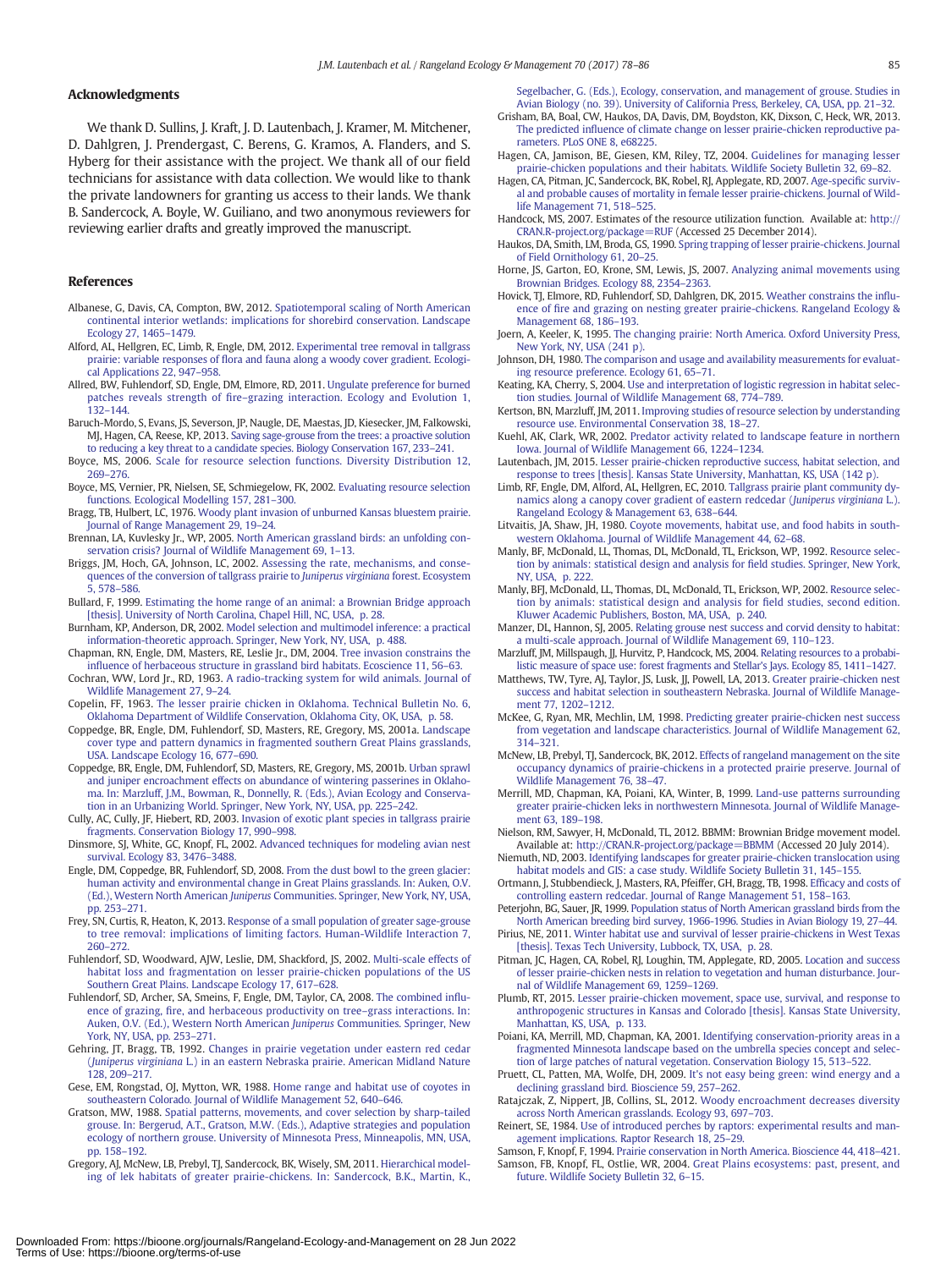## Acknowledgments

We thank D. Sullins, J. Kraft, J. D. Lautenbach, J. Kramer, M. Mitchener, D. Dahlgren, J. Prendergast, C. Berens, G. Kramos, A. Flanders, and S. Hyberg for their assistance with the project. We thank all of our field technicians for assistance with data collection. We would like to thank the private landowners for granting us access to their lands. We thank B. Sandercock, A. Boyle, W. Guiliano, and two anonymous reviewers for reviewing earlier drafts and greatly improved the manuscript.

## References

Albanese, G, Davis, CA, Compton, BW, 2012. Spatiotemporal scaling of North American continental interior wetlands: implications for shorebird conservation. Landscape Ecology 27, 1465–1479.

Alford, AL, Hellgren, EC, Limb, R, Engle, DM, 2012. Experimental tree removal in tallgrass prairie: variable responses of flora and fauna along a woody cover gradient. Ecological Applications 22, 947–958.

Allred, BW, Fuhlendorf, SD, Engle, DM, Elmore, RD, 2011. Ungulate preference for burned patches reveals strength of fire–grazing interaction. Ecology and Evolution 1, 132–144.

Baruch-Mordo, S, Evans, JS, Severson, JP, Naugle, DE, Maestas, JD, Kiesecker, JM, Falkowski, MJ, Hagen, CA, Reese, KP, 2013. Saving sage-grouse from the trees: a proactive solution to reducing a key threat to a candidate species. Biology Conservation 167, 233–241.

Boyce, MS, 2006. Scale for resource selection functions. Diversity Distribution 12, 269–276.

Boyce, MS, Vernier, PR, Nielsen, SE, Schmiegelow, FK, 2002. Evaluating resource selection functions. Ecological Modelling 157, 281–300.

Bragg, TB, Hulbert, LC, 1976. Woody plant invasion of unburned Kansas bluestem prairie. Journal of Range Management 29, 19–24.

Brennan, LA, Kuvlesky Jr., WP, 2005. North American grassland birds: an unfolding conservation crisis? Journal of Wildlife Management 69, 1–13.

Briggs, JM, Hoch, GA, Johnson, LC, 2002. Assessing the rate, mechanisms, and consequences of the conversion of tallgrass prairie to *Juniperus virginiana* forest. Ecosystem 5, 578–586.

Bullard, F, 1999. Estimating the home range of an animal: a Brownian Bridge approach [thesis]. University of North Carolina, Chapel Hill, NC, USA, p. 28.

Burnham, KP, Anderson, DR, 2002. Model selection and multimodel inference: a practical information-theoretic approach. Springer, New York, NY, USA, p. 488.

Chapman, RN, Engle, DM, Masters, RE, Leslie Jr., DM, 2004. Tree invasion constrains the influence of herbaceous structure in grassland bird habitats. Ecoscience 11, 56–63.

Cochran, WW, Lord Jr., RD, 1963. A radio-tracking system for wild animals. Journal of Wildlife Management 27, 9–24.

Copelin, FF, 1963. The lesser prairie chicken in Oklahoma. Technical Bulletin No. 6, Oklahoma Department of Wildlife Conservation, Oklahoma City, OK, USA, p. 58.

Coppedge, BR, Engle, DM, Fuhlendorf, SD, Masters, RE, Gregory, MS, 2001a. Landscape cover type and pattern dynamics in fragmented southern Great Plains grasslands, USA. Landscape Ecology 16, 677–690.

Coppedge, BR, Engle, DM, Fuhlendorf, SD, Masters, RE, Gregory, MS, 2001b. Urban sprawl and juniper encroachment effects on abundance of wintering passerines in Oklahoma. In: Marzluff, J.M., Bowman, R., Donnelly, R. (Eds.), Avian Ecology and Conservation in an Urbanizing World. Springer, New York, NY, USA, pp. 225–242.

Cully, AC, Cully, JF, Hiebert, RD, 2003. Invasion of exotic plant species in tallgrass prairie fragments. Conservation Biology 17, 990–998.

Dinsmore, SJ, White, GC, Knopf, FL, 2002. Advanced techniques for modeling avian nest survival. Ecology 83, 3476–3488.

Engle, DM, Coppedge, BR, Fuhlendorf, SD, 2008. From the dust bowl to the green glacier: human activity and environmental change in Great Plains grasslands. In: Auken, O.V. (Ed.), Western North American *Juniperus* Communities. Springer, New York, NY, USA, pp. 253–271.

Frey, SN, Curtis, R, Heaton, K, 2013. Response of a small population of greater sage-grouse to tree removal: implications of limiting factors. Human-Wildlife Interaction 7, 260–272.

Fuhlendorf, SD, Woodward, AJW, Leslie, DM, Shackford, JS, 2002. Multi-scale effects of habitat loss and fragmentation on lesser prairie-chicken populations of the US Southern Great Plains. Landscape Ecology 17, 617–628.

Fuhlendorf, SD, Archer, SA, Smeins, F, Engle, DM, Taylor, CA, 2008. The combined influence of grazing, fire, and herbaceous productivity on tree–grass interactions. In: Auken, O.V. (Ed.), Western North American *Juniperus* Communities. Springer, New York, NY, USA, pp. 253–271.

Gehring, JT, Bragg, TB, 1992. Changes in prairie vegetation under eastern red cedar (*Juniperus virginiana* L.) in an eastern Nebraska prairie. American Midland Nature 128, 209–217.

Gese, EM, Rongstad, OJ, Mytton, WR, 1988. Home range and habitat use of coyotes in southeastern Colorado. Journal of Wildlife Management 52, 640–646.

Gratson, MW, 1988. Spatial patterns, movements, and cover selection by sharp-tailed grouse. In: Bergerud, A.T., Gratson, M.W. (Eds.), Adaptive strategies and population ecology of northern grouse. University of Minnesota Press, Minneapolis, MN, USA, pp. 158–192.

Gregory, AJ, McNew, LB, Prebyl, TJ, Sandercock, BK, Wisely, SM, 2011. Hierarchical modeling of lek habitats of greater prairie-chickens. In: Sandercock, B.K., Martin, K., Segelbacher, G. (Eds.), Ecology, conservation, and management of grouse. Studies in Avian Biology (no. 39). University of California Press, Berkeley, CA, USA, pp. 21–32.

Grisham, BA, Boal, CW, Haukos, DA, Davis, DM, Boydston, KK, Dixson, C, Heck, WR, 2013. The predicted influence of climate change on lesser prairie-chicken reproductive parameters. PLoS ONE 8, e68225.

Hagen, CA, Jamison, BE, Giesen, KM, Riley, TZ, 2004. Guidelines for managing lesser prairie-chicken populations and their habitats. Wildlife Society Bulletin 32, 69–82.

Hagen, CA, Pitman, JC, Sandercock, BK, Robel, RJ, Applegate, RD, 2007. Age-specific survival and probable causes of mortality in female lesser prairie-chickens. Journal of Wildlife Management 71, 518–525.

Handcock, MS, 2007. Estimates of the resource utilization function. Available at: http://CRAN.R-project.org/package=RUF (Accessed 25 December 2014).

Haukos, DA, Smith, LM, Broda, GS, 1990. Spring trapping of lesser prairie-chickens. Journal of Field Ornithology 61, 20–25.

Horne, JS, Garton, EO, Krone, SM, Lewis, JS, 2007. Analyzing animal movements using Brownian Bridges. Ecology 88, 2354–2363.

Hovick, TJ, Elmore, RD, Fuhlendorf, SD, Dahlgren, DK, 2015. Weather constrains the influence of fire and grazing on nesting greater prairie-chickens. Rangeland Ecology & Management 68, 186–193.

Joern, A, Keeler, K, 1995. The changing prairie: North America. Oxford University Press, New York, NY, USA (241 p).

Johnson, DH, 1980. The comparison and usage and availability measurements for evaluating resource preference. Ecology 61, 65–71.

Keating, KA, Cherry, S, 2004. Use and interpretation of logistic regression in habitat selection studies. Journal of Wildlife Management 68, 774–789.

Kertson, BN, Marzluff, JM, 2011. Improving studies of resource selection by understanding resource use. Environmental Conservation 38, 18–27.

Kuehl, AK, Clark, WR, 2002. Predator activity related to landscape feature in northern Iowa. Journal of Wildlife Management 66, 1224–1234.

Lautenbach, JM, 2015. Lesser prairie-chicken reproductive success, habitat selection, and response to trees [thesis]. Kansas State University, Manhattan, KS, USA (142 p).

Limb, RF, Engle, DM, Alford, AL, Hellgren, EC, 2010. Tallgrass prairie plant community dynamics along a canopy cover gradient of eastern redcedar (*Juniperus virginiana* L.). Rangeland Ecology & Management 63, 638–644.

Litvaitis, JA, Shaw, JH, 1980. Coyote movements, habitat use, and food habits in southwestern Oklahoma. Journal of Wildlife Management 44, 62–68.

Manly, BF, McDonald, LL, Thomas, DL, McDonald, TL, Erickson, WP, 1992. Resource selection by animals: statistical design and analysis for field studies. Springer, New York, NY, USA, p. 222.

Manly, BFJ, McDonald, LL, Thomas, DL, McDonald, TL, Erickson, WP, 2002. Resource selection by animals: statistical design and analysis for field studies, second edition. Kluwer Academic Publishers, Boston, MA, USA, p. 240.

Manzer, DL, Hannon, SJ, 2005. Relating grouse nest success and corvid density to habitat: a multi-scale approach. Journal of Wildlife Management 69, 110–123.

Marzluff, JM, Millspaugh, JJ, Hurvitz, P, Handcock, MS, 2004. Relating resources to a probabilistic measure of space use: forest fragments and Stellar's Jays. Ecology 85, 1411–1427.

Matthews, TW, Tyre, AJ, Taylor, JS, Lusk, JJ, Powell, LA, 2013. Greater prairie-chicken nest success and habitat selection in southeastern Nebraska. Journal of Wildlife Management 77, 1202–1212.

McKee, G, Ryan, MR, Mechlin, LM, 1998. Predicting greater prairie-chicken nest success from vegetation and landscape characteristics. Journal of Wildlife Management 62, 314–321.

McNew, LB, Prebyl, TJ, Sandercock, BK, 2012. Effects of rangeland management on the site occupancy dynamics of prairie-chickens in a protected prairie preserve. Journal of Wildlife Management 76, 38–47.

Merrill, MD, Chapman, KA, Poiani, KA, Winter, B, 1999. Land-use patterns surrounding greater prairie-chicken leks in northwestern Minnesota. Journal of Wildlife Management 63, 189–198.

Nielson, RM, Sawyer, H, McDonald, TL, 2012. BBMM: Brownian Bridge movement model. Available at: http://CRAN.R-project.org/package=BBMM (Accessed 20 July 2014).

Niemuth, ND, 2003. Identifying landscapes for greater prairie-chicken translocation using habitat models and GIS: a case study. Wildlife Society Bulletin 31, 145–155.

Ortmann, J, Stubbendieck, J, Masters, RA, Pfeiffer, GH, Bragg, TB, 1998. Efficacy and costs of controlling eastern redcedar. Journal of Range Management 51, 158–163.

Peterjohn, BG, Sauer, JR, 1999. Population status of North American grassland birds from the North American breeding bird survey, 1966-1996. Studies in Avian Biology 19, 27–44.

Pirius, NE, 2011. Winter habitat use and survival of lesser prairie-chickens in West Texas [thesis]. Texas Tech University, Lubbock, TX, USA, p. 28.

Pitman, JC, Hagen, CA, Robel, RJ, Loughin, TM, Applegate, RD, 2005. Location and success of lesser prairie-chicken nests in relation to vegetation and human disturbance. Journal of Wildlife Management 69, 1259–1269.

Plumb, RT, 2015. Lesser prairie-chicken movement, space use, survival, and response to anthropogenic structures in Kansas and Colorado [thesis]. Kansas State University, Manhattan, KS, USA, p. 133.

Poiani, KA, Merrill, MD, Chapman, KA, 2001. Identifying conservation-priority areas in a fragmented Minnesota landscape based on the umbrella species concept and selection of large patches of natural vegetation. Conservation Biology 15, 513–522.

Pruett, CL, Patten, MA, Wolfe, DH, 2009. It's not easy being green: wind energy and a declining grassland bird. Bioscience 59, 257–262.

Ratajczak, Z, Nippert, JB, Collins, SL, 2012. Woody encroachment decreases diversity across North American grasslands. Ecology 93, 697–703.

Reinert, SE, 1984. Use of introduced perches by raptors: experimental results and management implications. Raptor Research 18, 25–29.

Samson, F, Knopf, F, 1994. Prairie conservation in North America. Bioscience 44, 418–421.

Samson, FB, Knopf, FL, Ostlie, WR, 2004. Great Plains ecosystems: past, present, and future. Wildlife Society Bulletin 32, 6–15.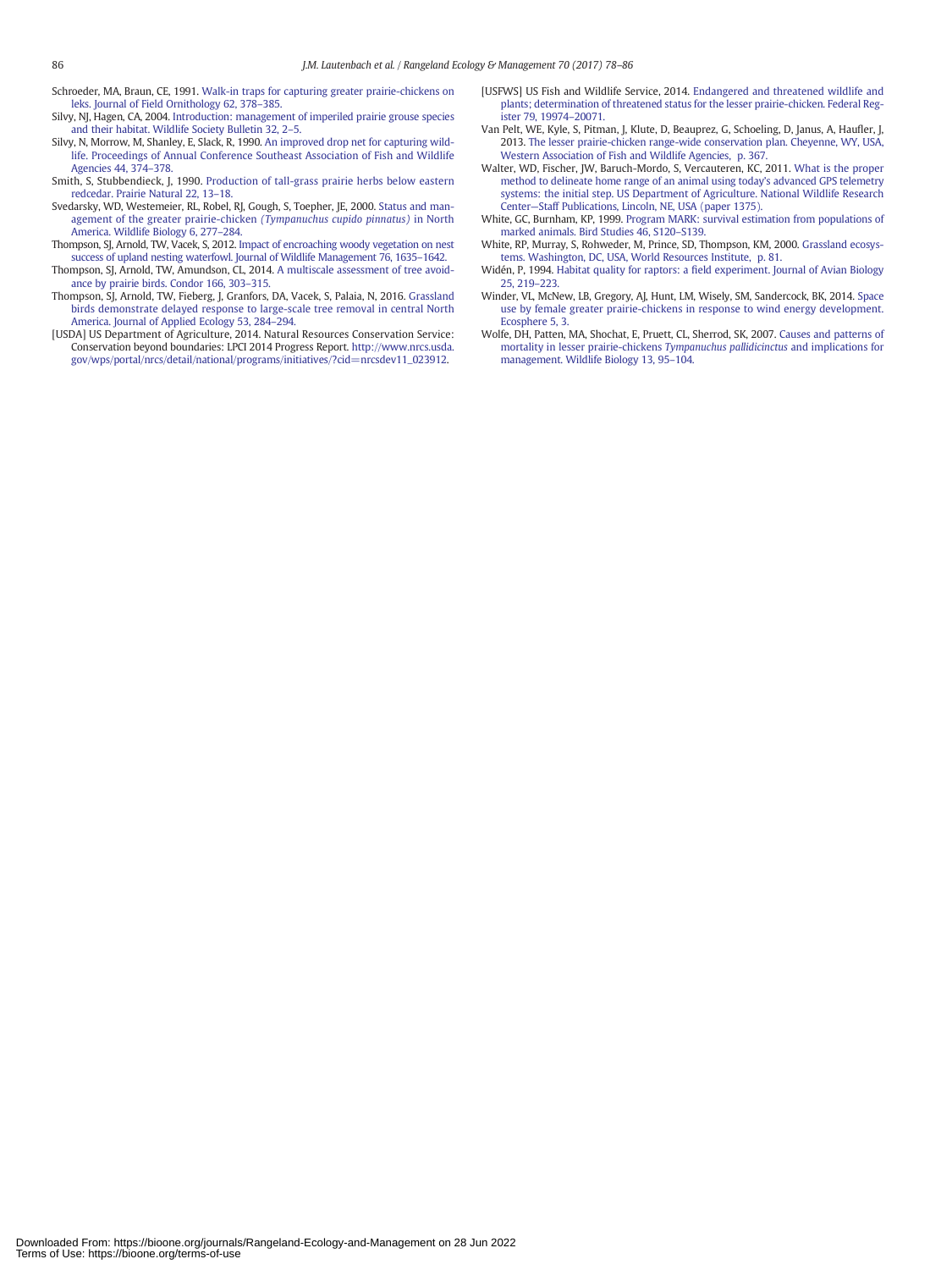Schroeder, MA, Braun, CE, 1991. Walk-in traps for capturing greater prairie-chickens on leks. Journal of Field Ornithology 62, 378–385.

Silvy, NJ, Hagen, CA, 2004. Introduction: management of imperiled prairie grouse species and their habitat. Wildlife Society Bulletin 32, 2–5.

Silvy, N, Morrow, M, Shanley, E, Slack, R, 1990. An improved drop net for capturing wildlife. Proceedings of Annual Conference Southeast Association of Fish and Wildlife Agencies 44, 374–378.

Smith, S, Stubbendieck, J, 1990. Production of tall-grass prairie herbs below eastern redcedar. Prairie Natural 22, 13–18.

Svedarsky, WD, Westemeier, RL, Robel, RJ, Gough, S, Toepher, JE, 2000. Status and management of the greater prairie-chicken *(Tympanuchus cupido pinnatus)* in North America. Wildlife Biology 6, 277–284.

Thompson, SJ, Arnold, TW, Vacek, S, 2012. Impact of encroaching woody vegetation on nest success of upland nesting waterfowl. Journal of Wildlife Management 76, 1635–1642.

Thompson, SJ, Arnold, TW, Amundson, CL, 2014. A multiscale assessment of tree avoidance by prairie birds. Condor 166, 303–315.

Thompson, SJ, Arnold, TW, Fieberg, J, Granfors, DA, Vacek, S, Palaia, N, 2016. Grassland birds demonstrate delayed response to large-scale tree removal in central North America. Journal of Applied Ecology 53, 284–294.

[USDA] US Department of Agriculture, 2014. Natural Resources Conservation Service: Conservation beyond boundaries: LPCI 2014 Progress Report. http://www.nrcs.usda.gov/wps/portal/nrcs/detail/national/programs/initiatives/?cid=nrcsdev11_023912.

[USFWS] US Fish and Wildlife Service, 2014. Endangered and threatened wildlife and plants; determination of threatened status for the lesser prairie-chicken. Federal Register 79, 19974–20071.

Van Pelt, WE, Kyle, S, Pitman, J, Klute, D, Beauprez, G, Schoeling, D, Janus, A, Haufler, J, 2013. The lesser prairie-chicken range-wide conservation plan. Cheyenne, WY, USA, Western Association of Fish and Wildlife Agencies, p. 367.

Walter, WD, Fischer, JW, Baruch-Mordo, S, Vercauteren, KC, 2011. What is the proper method to delineate home range of an animal using today's advanced GPS telemetry systems: the initial step. US Department of Agriculture. National Wildlife Research Center—Staff Publications, Lincoln, NE, USA (paper 1375).

White, GC, Burnham, KP, 1999. Program MARK: survival estimation from populations of marked animals. Bird Studies 46, S120–S139.

White, RP, Murray, S, Rohweder, M, Prince, SD, Thompson, KM, 2000. Grassland ecosystems. Washington, DC, USA, World Resources Institute, p. 81.

Widén, P, 1994. Habitat quality for raptors: a field experiment. Journal of Avian Biology 25, 219–223.

Winder, VL, McNew, LB, Gregory, AJ, Hunt, LM, Wisely, SM, Sandercock, BK, 2014. Space use by female greater prairie-chickens in response to wind energy development. Ecosphere 5, 3.

Wolfe, DH, Patten, MA, Shochat, E, Pruett, CL, Sherrod, SK, 2007. Causes and patterns of mortality in lesser prairie-chickens *Tympanuchus pallidicinctus* and implications for management. Wildlife Biology 13, 95–104.